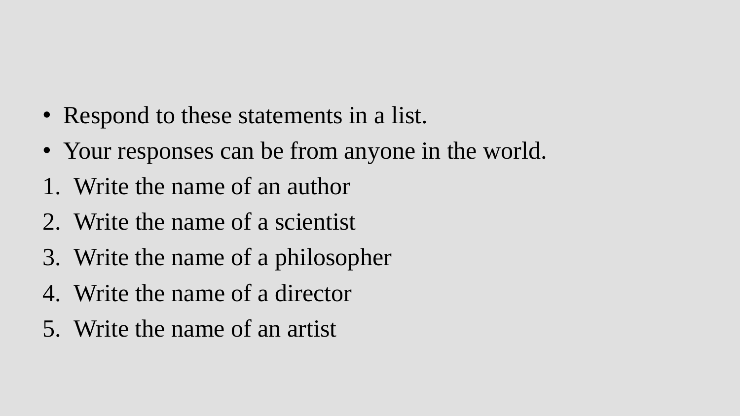- Respond to these statements in a list.
- Your responses can be from anyone in the world.

1. Write the name of an author
2. Write the name of a scientist
3. Write the name of a philosopher
4. Write the name of a director
5. Write the name of an artist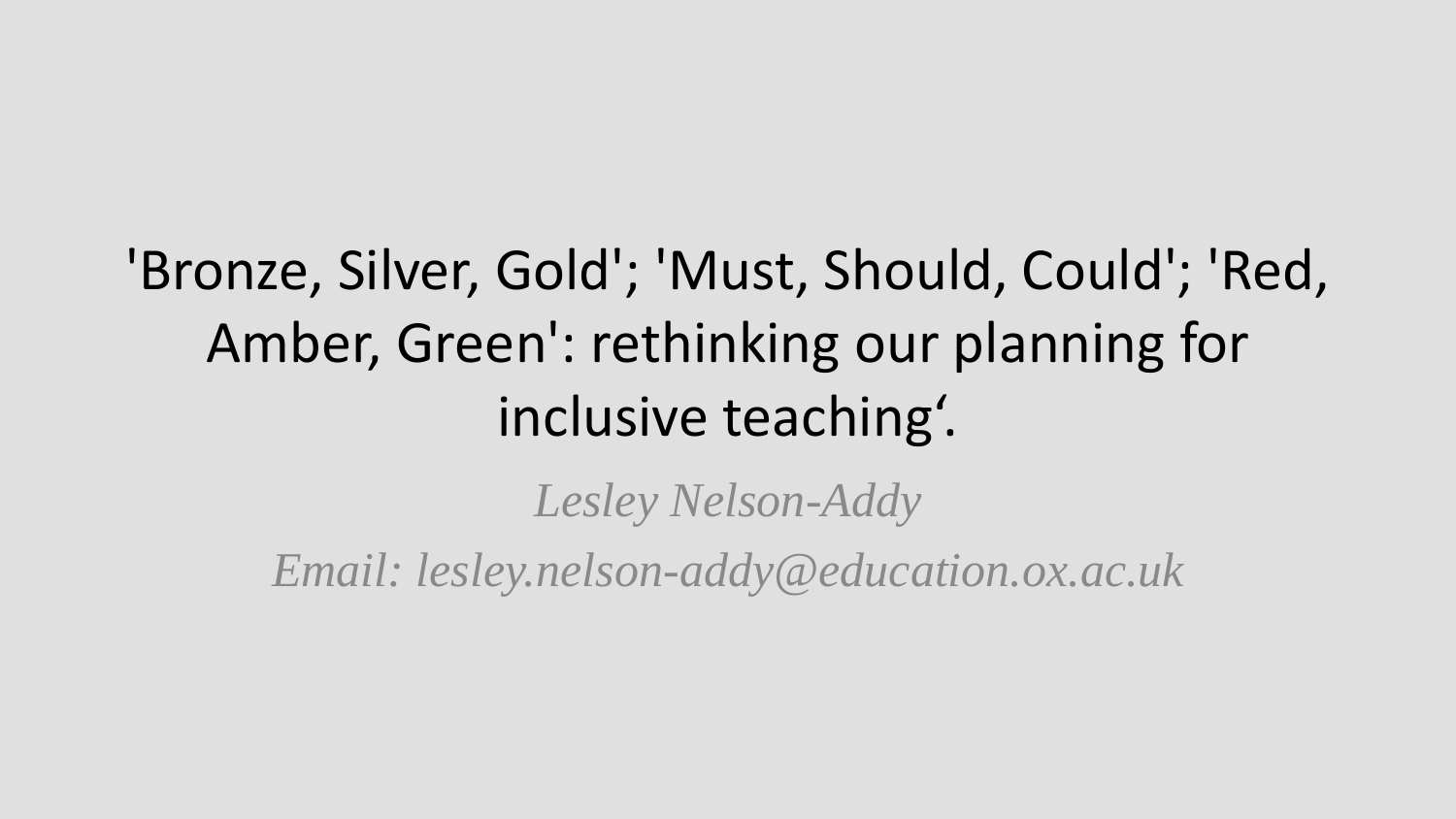# 'Bronze, Silver, Gold'; 'Must, Should, Could'; 'Red, Amber, Green': rethinking our planning for inclusive teaching'.

*Lesley Nelson-Addy*

*Email: lesley.nelson-addy@education.ox.ac.uk*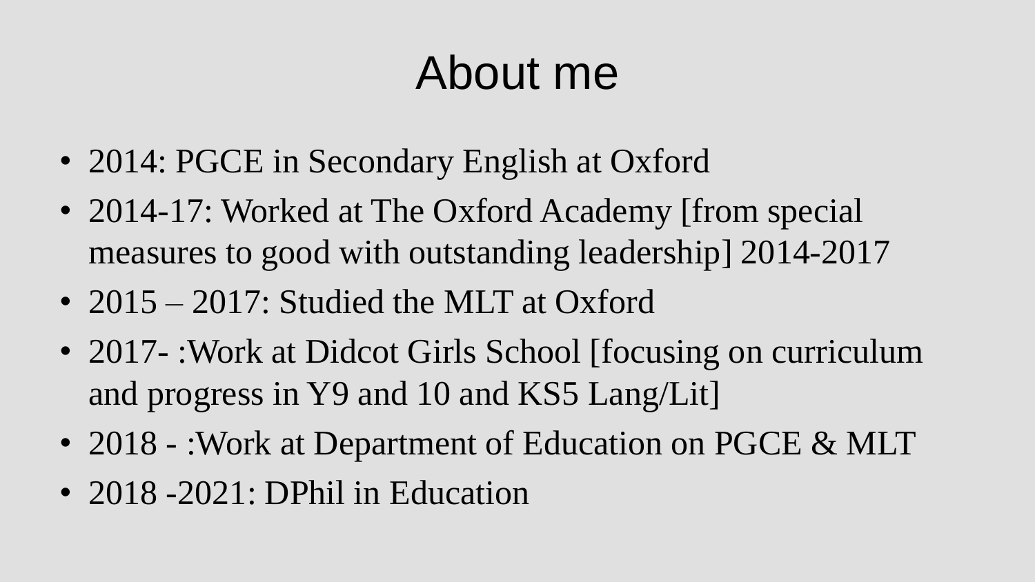# About me

- 2014: PGCE in Secondary English at Oxford
- 2014-17: Worked at The Oxford Academy [from special measures to good with outstanding leadership] 2014-2017
- 2015 – 2017: Studied the MLT at Oxford
- 2017- :Work at Didcot Girls School [focusing on curriculum and progress in Y9 and 10 and KS5 Lang/Lit]
- 2018 - :Work at Department of Education on PGCE & MLT
- 2018 -2021: DPhil in Education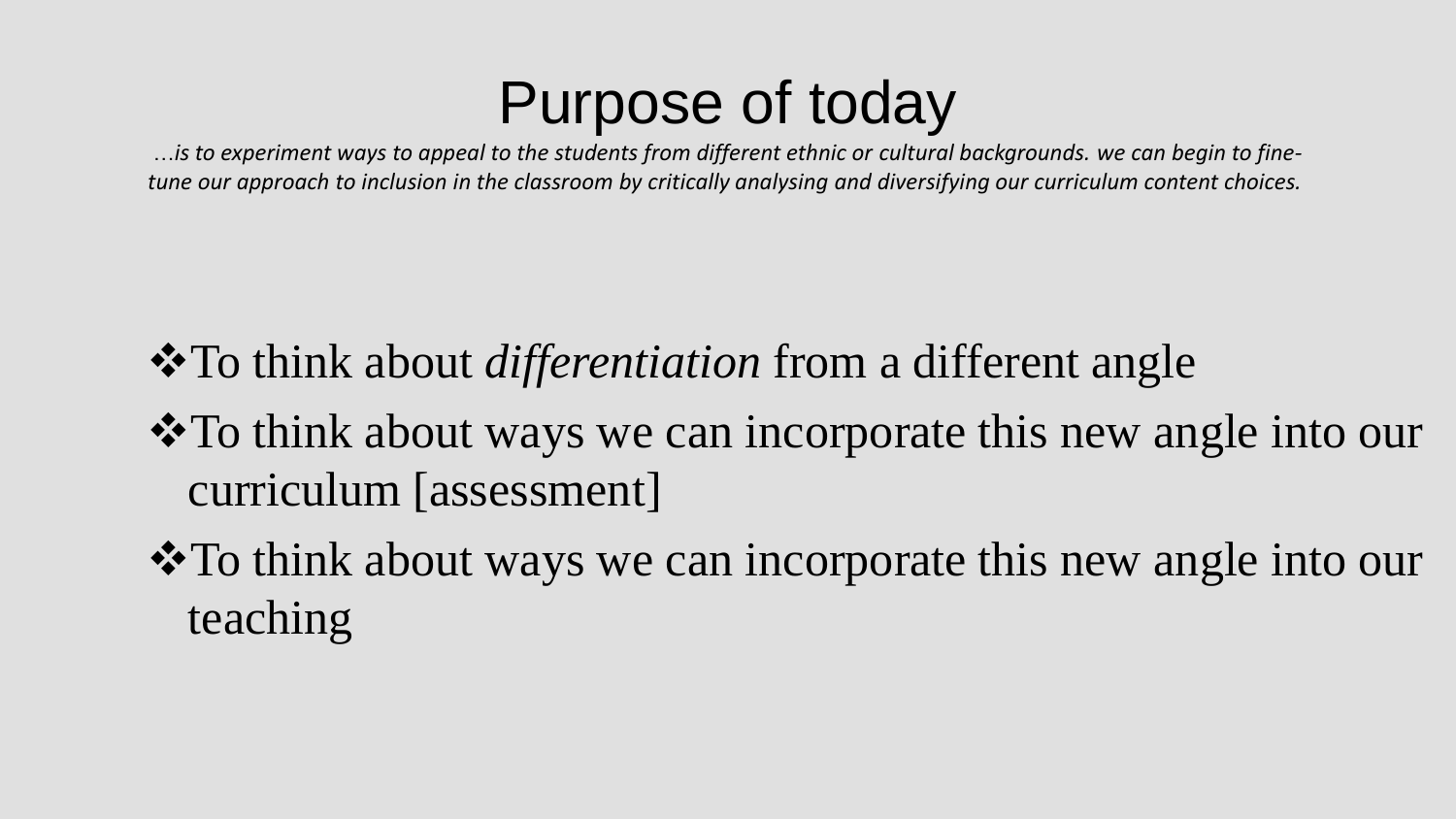# Purpose of today

*…is to experiment ways to appeal to the students from different ethnic or cultural backgrounds. we can begin to fine-tune our approach to inclusion in the classroom by critically analysing and diversifying our curriculum content choices.*

- To think about *differentiation* from a different angle
- To think about ways we can incorporate this new angle into our curriculum [assessment]
- To think about ways we can incorporate this new angle into our teaching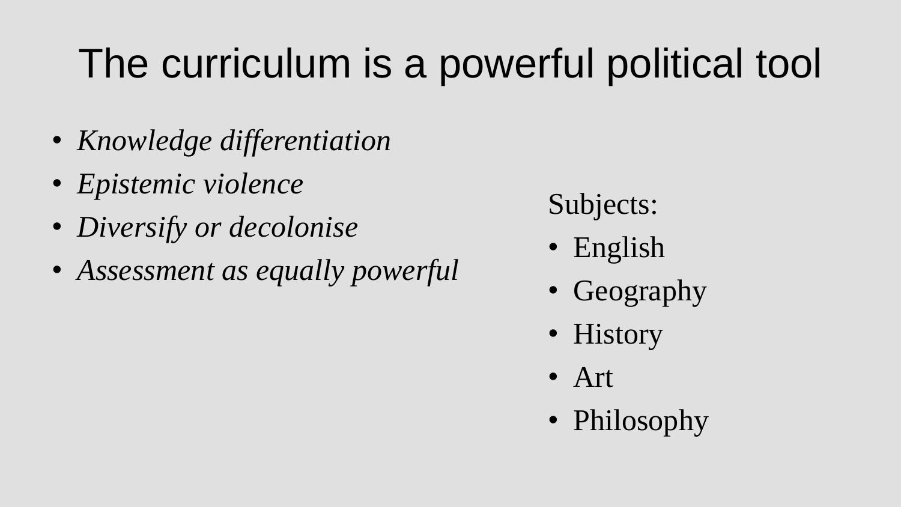# The curriculum is a powerful political tool

- *Knowledge differentiation*
- *Epistemic violence*
- *Diversify or decolonise*
- *Assessment as equally powerful*

Subjects:

- English
- Geography
- History
- Art
- Philosophy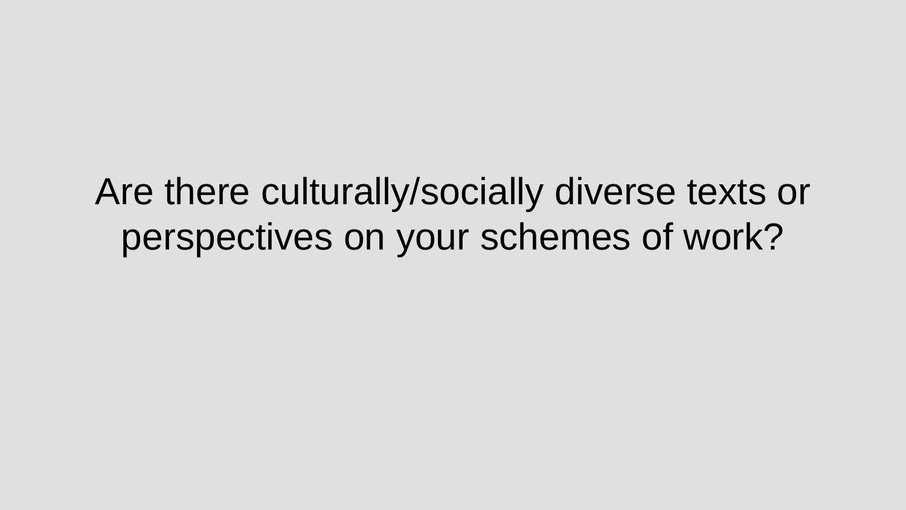Are there culturally/socially diverse texts or perspectives on your schemes of work?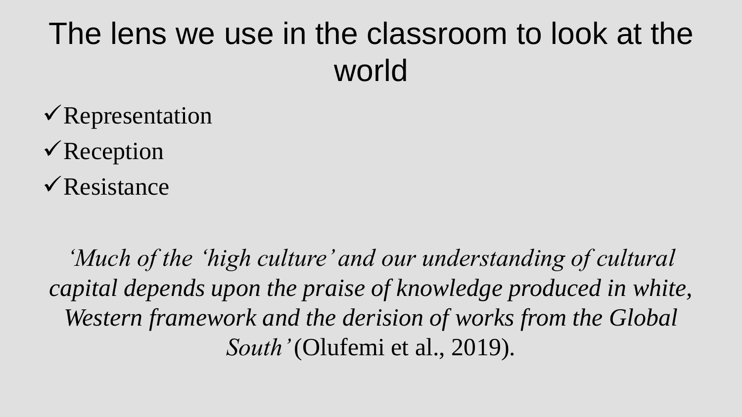# The lens we use in the classroom to look at the world

- ✓Representation
- ✓Reception
- ✓Resistance

*‘Much of the ‘high culture’ and our understanding of cultural capital depends upon the praise of knowledge produced in white, Western framework and the derision of works from the Global South’* (Olufemi et al., 2019).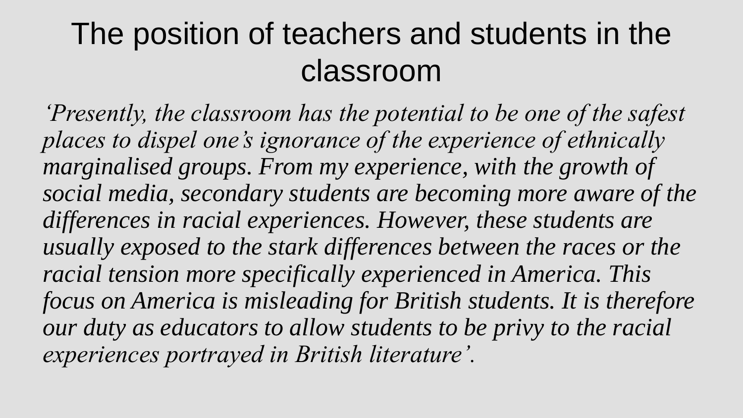# The position of teachers and students in the classroom

*‘Presently, the classroom has the potential to be one of the safest places to dispel one’s ignorance of the experience of ethnically marginalised groups. From my experience, with the growth of social media, secondary students are becoming more aware of the differences in racial experiences. However, these students are usually exposed to the stark differences between the races or the racial tension more specifically experienced in America. This focus on America is misleading for British students. It is therefore our duty as educators to allow students to be privy to the racial experiences portrayed in British literature’.*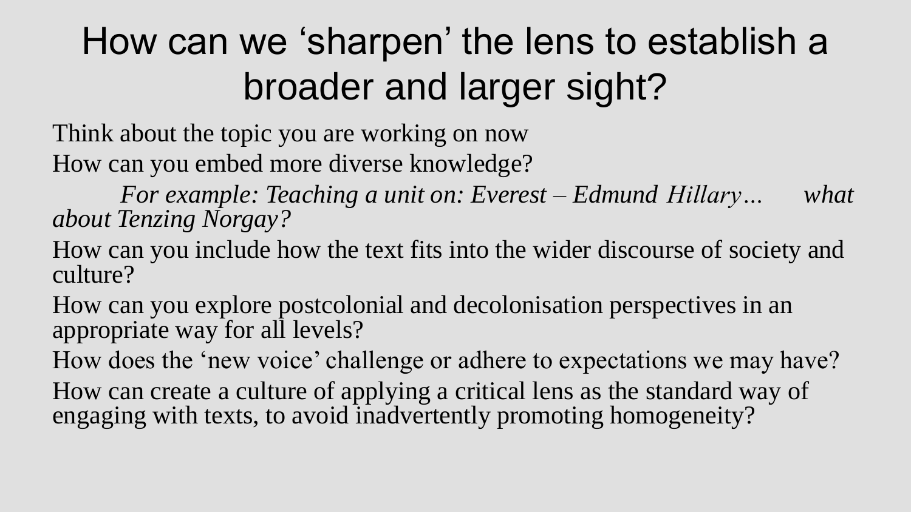# How can we 'sharpen' the lens to establish a broader and larger sight?

Think about the topic you are working on now

How can you embed more diverse knowledge?

*For example: Teaching a unit on: Everest – Edmund Hillary… what about Tenzing Norgay?*

How can you include how the text fits into the wider discourse of society and culture?

How can you explore postcolonial and decolonisation perspectives in an appropriate way for all levels?

How does the 'new voice' challenge or adhere to expectations we may have?

How can create a culture of applying a critical lens as the standard way of engaging with texts, to avoid inadvertently promoting homogeneity?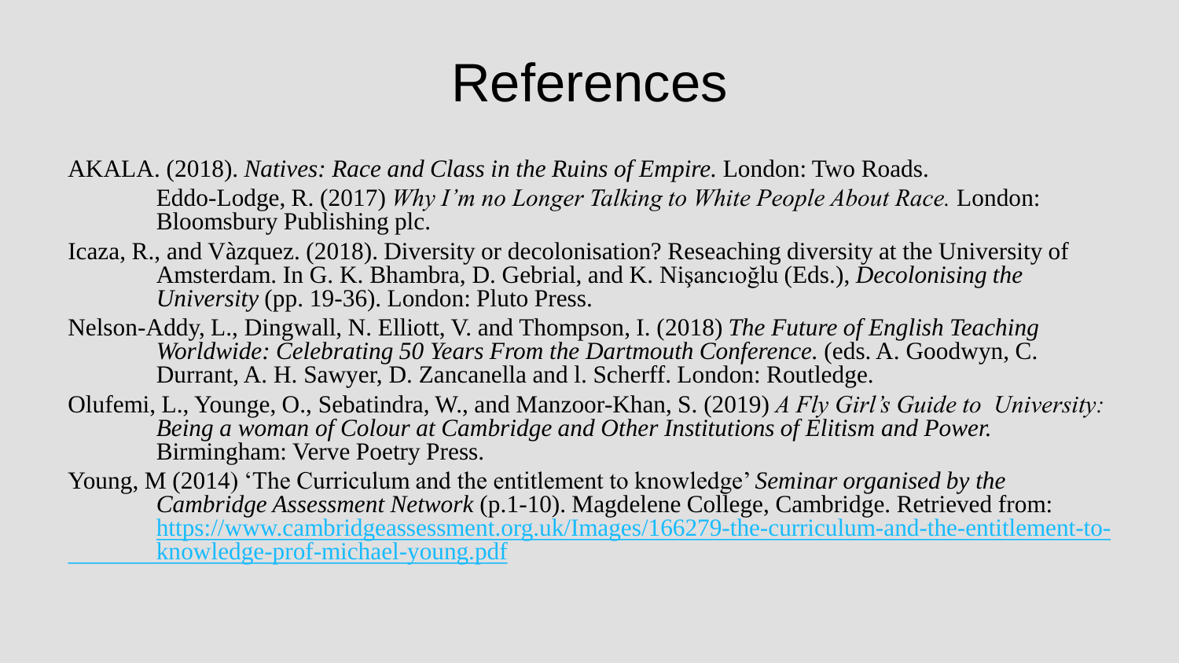# References

AKALA. (2018). *Natives: Race and Class in the Ruins of Empire.* London: Two Roads.

Eddo-Lodge, R. (2017) *Why I'm no Longer Talking to White People About Race.* London: Bloomsbury Publishing plc.

Icaza, R., and Vàzquez. (2018). Diversity or decolonisation? Reseaching diversity at the University of Amsterdam. In G. K. Bhambra, D. Gebrial, and K. Nişancıoğlu (Eds.), *Decolonising the University* (pp. 19-36). London: Pluto Press.

Nelson-Addy, L., Dingwall, N. Elliott, V. and Thompson, I. (2018) *The Future of English Teaching Worldwide: Celebrating 50 Years From the Dartmouth Conference*. (eds. A. Goodwyn, C. Durrant, A. H. Sawyer, D. Zancanella and l. Scherff. London: Routledge.

Olufemi, L., Younge, O., Sebatindra, W., and Manzoor-Khan, S. (2019) *A Fly Girl's Guide to University: Being a woman of Colour at Cambridge and Other Institutions of Elitism and Power.* Birmingham: Verve Poetry Press.

Young, M (2014) 'The Curriculum and the entitlement to knowledge' *Seminar organised by the Cambridge Assessment Network* (p.1-10). Magdelene College, Cambridge. Retrieved from: https://www.cambridgeassessment.org.uk/Images/166279-the-curriculum-and-the-entitlement-to-knowledge-prof-michael-young.pdf